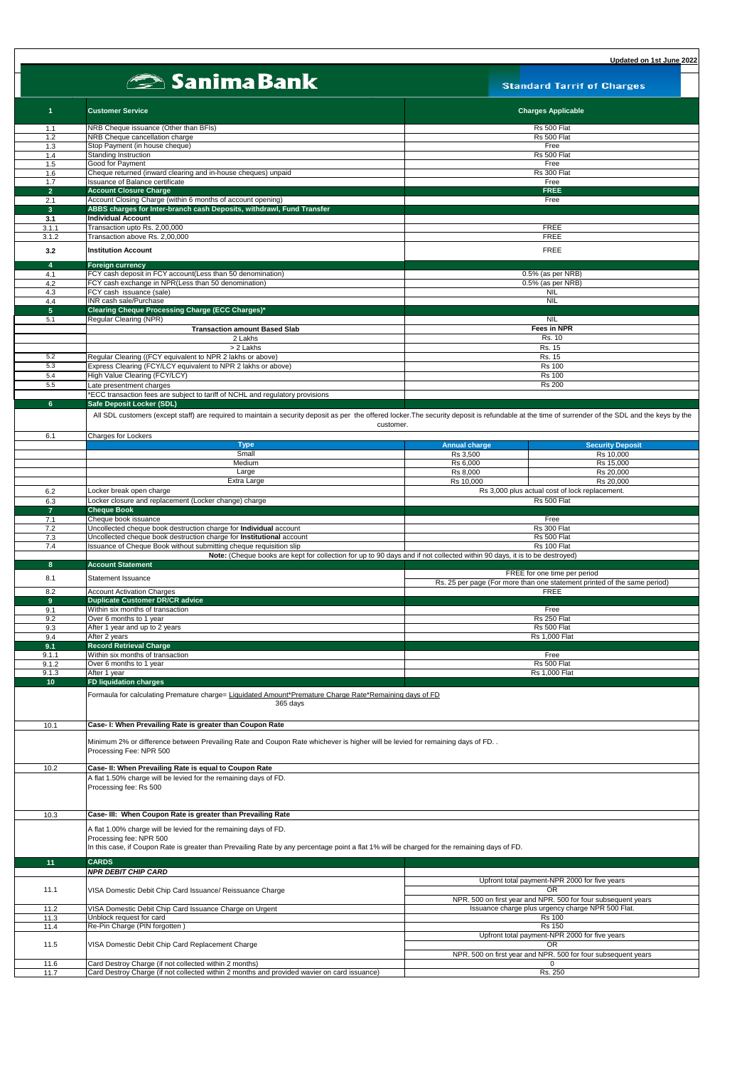Updated on 1st June 2022

# Sanima Bank

## Standard Tarrif of Charges

| | Customer Service | Charges Applicable | |
|---|---|---|---|
| 1.1 | NRB Cheque issuance (Other than BFIs) | Rs 500 Flat | |
| 1.2 | NRB Cheque cancellation charge | Rs 500 Flat | |
| 1.3 | Stop Payment (in house cheque) | Free | |
| 1.4 | Standing Instruction | Rs 500 Flat | |
| 1.5 | Good for Payment | Free | |
| 1.6 | Cheque returned (inward clearing and in-house cheques) unpaid | Rs 300 Flat | |
| 1.7 | Issuance of Balance certificate | Free | |
| **2** | **Account Closure Charge** | **FREE** | |
| 2.1 | Account Closing Charge (within 6 months of account opening) | Free | |
| **3** | **ABBS charges for Inter-branch cash Deposits, withdrawl, Fund Transfer** | | |
| **3.1** | **Individual Account** | | |
| 3.1.1 | Transaction upto Rs. 2,00,000 | FREE | |
| 3.1.2 | Transaction above Rs. 2,00,000 | FREE | |
| **3.2** | **Institution Account** | FREE | |
| **4** | **Foreign currency** | | |
| 4.1 | FCY cash deposit in FCY account(Less than 50 denomination) | 0.5% (as per NRB) | |
| 4.2 | FCY cash exchange in NPR(Less than 50 denomination) | 0.5% (as per NRB) | |
| 4.3 | FCY cash issuance (sale) | NIL | |
| 4.4 | INR cash sale/Purchase | NIL | |
| **5** | **Clearing Cheque Processing Charge (ECC Charges)*** | | |
| 5.1 | Regular Clearing (NPR) | NIL | |
| | **Transaction amount Based Slab** | **Fees in NPR** | |
| | 2 Lakhs | Rs. 10 | |
| | > 2 Lakhs | Rs. 15 | |
| 5.2 | Regular Clearing ((FCY equivalent to NPR 2 lakhs or above) | Rs. 15 | |
| 5.3 | Express Clearing (FCY/LCY equivalent to NPR 2 lakhs or above) | Rs 100 | |
| 5.4 | High Value Clearing (FCY/LCY) | Rs 100 | |
| 5.5 | Late presentment charges | Rs 200 | |
| | *ECC transaction fees are subject to tariff of NCHL and regulatory provisions | | |
| **6** | **Safe Deposit Locker (SDL)** | | |
| | All SDL customers (except staff) are required to maintain a security deposit as per the offered locker.The security deposit is refundable at the time of surrender of the SDL and the keys by the customer. | | |
| 6.1 | Charges for Lockers | | |
| | **Type** | **Annual charge** | **Security Deposit** |
| | Small | Rs 3,500 | Rs 10,000 |
| | Medium | Rs 6,000 | Rs 15,000 |
| | Large | Rs 8,000 | Rs 20,000 |
| | Extra Large | Rs 10,000 | Rs 20,000 |
| 6.2 | Locker break open charge | Rs 3,000 plus actual cost of lock replacement. | |
| 6.3 | Locker closure and replacement (Locker change) charge | Rs 500 Flat | |
| **7** | **Cheque Book** | | |
| 7.1 | Cheque book issuance | Free | |
| 7.2 | Uncollected cheque book destruction charge for **Individual** account | Rs 300 Flat | |
| 7.3 | Uncollected cheque book destruction charge for **Institutional** account | Rs 500 Flat | |
| 7.4 | Issuance of Cheque Book without submitting cheque requisition slip | Rs 100 Flat | |
| | **Note:** (Cheque books are kept for collection for up to 90 days and if not collected within 90 days, it is to be destroyed) | | |
| **8** | **Account Statement** | | |
| 8.1 | Statement Issuance | FREE for one time per period<br>Rs. 25 per page (For more than one statement printed of the same period) | |
| 8.2 | Account Activation Charges | FREE | |
| **9** | **Duplicate Customer DR/CR advice** | | |
| 9.1 | Within six months of transaction | Free | |
| 9.2 | Over 6 months to 1 year | Rs 250 Flat | |
| 9.3 | After 1 year and up to 2 years | Rs 500 Flat | |
| 9.4 | After 2 years | Rs 1,000 Flat | |
| **9.1** | **Record Retrieval Charge** | | |
| 9.1.1 | Within six months of transaction | Free | |
| 9.1.2 | Over 6 months to 1 year | Rs 500 Flat | |
| 9.1.3 | After 1 year | Rs 1,000 Flat | |
| **10** | **FD liquidation charges** | | |

Formaula for calculating Premature charge= $\frac{\text{Liquidated Amount*Premature Charge Rate*Remaining days of FD}}{\text{365 days}}$

**10.1 Case- I: When Prevailing Rate is greater than Coupon Rate**

Minimum 2% or difference between Prevailing Rate and Coupon Rate whichever is higher will be levied for remaining days of FD. .
Processing Fee: NPR 500

**10.2 Case- II: When Prevailing Rate is equal to Coupon Rate**

A flat 1.50% charge will be levied for the remaining days of FD.
Processing fee: Rs 500

**10.3 Case- III: When Coupon Rate is greater than Prevailing Rate**

A flat 1.00% charge will be levied for the remaining days of FD.
Processing fee: NPR 500
In this case, if Coupon Rate is greater than Prevailing Rate by any percentage point a flat 1% will be charged for the remaining days of FD.

| | | |
|---|---|---|
| **11** | **CARDS** | |
| | ***NPR DEBIT CHIP CARD*** | |
| 11.1 | VISA Domestic Debit Chip Card Issuance/ Reissuance Charge | Upfront total payment-NPR 2000 for five years<br>OR<br>NPR. 500 on first year and NPR. 500 for four subsequent years |
| 11.2 | VISA Domestic Debit Chip Card Issuance Charge on Urgent | Issuance charge plus urgency charge NPR 500 Flat. |
| 11.3 | Unblock request for card | Rs 100 |
| 11.4 | Re-Pin Charge (PIN forgotten ) | Rs 150 |
| 11.5 | VISA Domestic Debit Chip Card Replacement Charge | Upfront total payment-NPR 2000 for five years<br>OR<br>NPR. 500 on first year and NPR. 500 for four subsequent years |
| 11.6 | Card Destroy Charge (if not collected within 2 months) | 0 |
| 11.7 | Card Destroy Charge (if not collected within 2 months and provided wavier on card issuance) | Rs. 250 |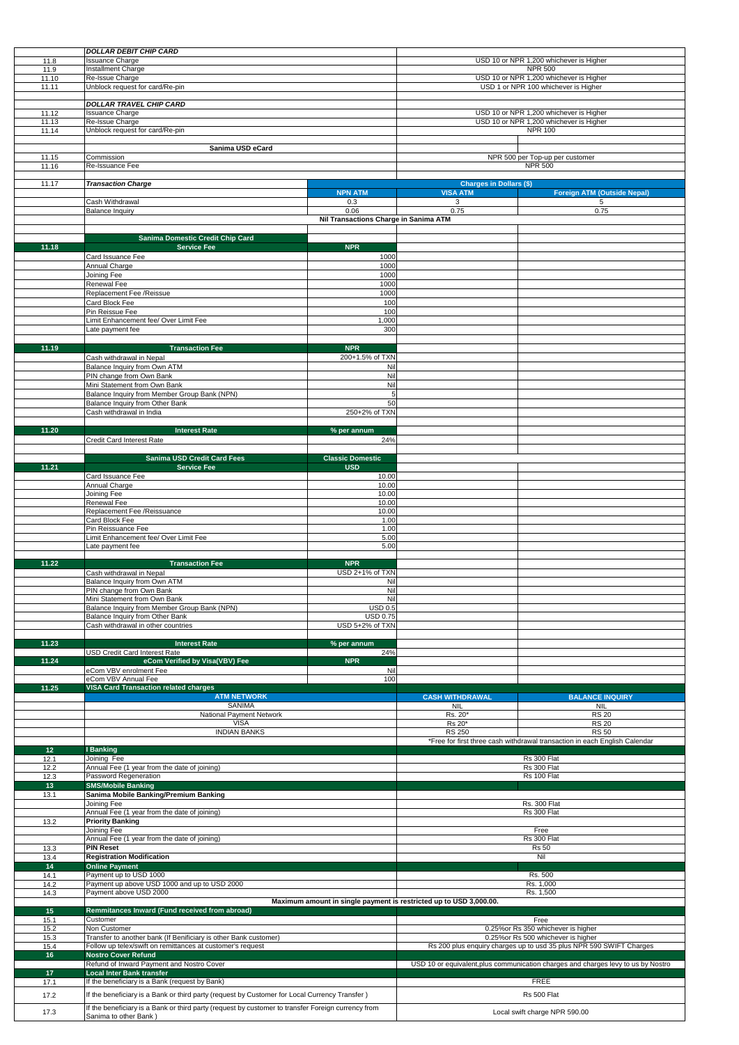| | | | | |
|---|---|---|---|---|
| | ***DOLLAR DEBIT CHIP CARD*** | | | |
| 11.8 | Issuance Charge | | USD 10 or NPR 1,200 whichever is Higher | |
| 11.9 | Installment Charge | | NPR 500 | |
| 11.10 | Re-Issue Charge | | USD 10 or NPR 1,200 whichever is Higher | |
| 11.11 | Unblock request for card/Re-pin | | USD 1 or NPR 100 whichever is Higher | |
| | ***DOLLAR TRAVEL CHIP CARD*** | | | |
| 11.12 | Issuance Charge | | USD 10 or NPR 1,200 whichever is Higher | |
| 11.13 | Re-Issue Charge | | USD 10 or NPR 1,200 whichever is Higher | |
| 11.14 | Unblock request for card/Re-pin | | NPR 100 | |
| | **Sanima USD eCard** | | | |
| 11.15 | Commission | | NPR 500 per Top-up per customer | |
| 11.16 | Re-Issuance Fee | | NPR 500 | |
| 11.17 | ***Transaction Charge*** | | **Charges in Dollars ($)** | |
| | | **NPN ATM** | **VISA ATM** | **Foreign ATM (Outside Nepal)** |
| | Cash Withdrawal | 0.3 | 3 | 5 |
| | Balance Inquiry | 0.06 | 0.75 | 0.75 |
| | | **Nil Transactions Charge in Sanima ATM** | | |
| | **Sanima Domestic Credit Chip Card** | | | |
| **11.18** | **Service Fee** | **NPR** | | |
| | Card Issuance Fee | 1000 | | |
| | Annual Charge | 1000 | | |
| | Joining Fee | 1000 | | |
| | Renewal Fee | 1000 | | |
| | Replacement Fee /Reissue | 1000 | | |
| | Card Block Fee | 100 | | |
| | Pin Reissue Fee | 100 | | |
| | Limit Enhancement fee/ Over Limit Fee | 1,000 | | |
| | Late payment fee | 300 | | |
| **11.19** | **Transaction Fee** | **NPR** | | |
| | Cash withdrawal in Nepal | 200+1.5% of TXN | | |
| | Balance Inquiry from Own ATM | Nil | | |
| | PIN change from Own Bank | Nil | | |
| | Mini Statement from Own Bank | Nil | | |
| | Balance Inquiry from Member Group Bank (NPN) | 5 | | |
| | Balance Inquiry from Other Bank | 50 | | |
| | Cash withdrawal in India | 250+2% of TXN | | |
| **11.20** | **Interest Rate** | **% per annum** | | |
| | Credit Card Interest Rate | 24% | | |
| | **Sanima USD Credit Card Fees** | **Classic Domestic** | | |
| **11.21** | **Service Fee** | **USD** | | |
| | Card Issuance Fee | 10.00 | | |
| | Annual Charge | 10.00 | | |
| | Joining Fee | 10.00 | | |
| | Renewal Fee | 10.00 | | |
| | Replacement Fee /Reissuance | 10.00 | | |
| | Card Block Fee | 1.00 | | |
| | Pin Reissuance Fee | 1.00 | | |
| | Limit Enhancement fee/ Over Limit Fee | 5.00 | | |
| | Late payment fee | 5.00 | | |
| **11.22** | **Transaction Fee** | **NPR** | | |
| | Cash withdrawal in Nepal | USD 2+1% of TXN | | |
| | Balance Inquiry from Own ATM | Nil | | |
| | PIN change from Own Bank | Nil | | |
| | Mini Statement from Own Bank | Nil | | |
| | Balance Inquiry from Member Group Bank (NPN) | USD 0.5 | | |
| | Balance Inquiry from Other Bank | USD 0.75 | | |
| | Cash withdrawal in other countries | USD 5+2% of TXN | | |
| **11.23** | **Interest Rate** | **% per annum** | | |
| | USD Credit Card Interest Rate | 24% | | |
| **11.24** | **eCom Verified by Visa(VBV) Fee** | **NPR** | | |
| | eCom VBV enrolment Fee | Nil | | |
| | eCom VBV Annual Fee | 100 | | |
| **11.25** | **VISA Card Transaction related charges** | | | |
| | **ATM NETWORK** | | **CASH WITHDRAWAL** | **BALANCE INQUIRY** |
| | SANIMA | | NIL | NIL |
| | National Payment Network | | Rs. 20* | RS 20 |
| | VISA | | Rs 20* | RS 20 |
| | INDIAN BANKS | | RS 250 | RS 50 |
| | | | *Free for first three cash withdrawal transaction in each English Calendar | |
| **12** | **I Banking** | | | |
| 12.1 | Joining Fee | | Rs 300 Flat | |
| 12.2 | Annual Fee (1 year from the date of joining) | | Rs 300 Flat | |
| 12.3 | Password Regeneration | | Rs 100 Flat | |
| **13** | **SMS/Mobile Banking** | | | |
| 13.1 | **Sanima Mobile Banking/Premium Banking** | | | |
| | Joining Fee | | Rs. 300 Flat | |
| | Annual Fee (1 year from the date of joining) | | Rs 300 Flat | |
| 13.2 | **Priority Banking** | | | |
| | Joining Fee | | Free | |
| | Annual Fee (1 year from the date of joining) | | Rs 300 Flat | |
| 13.3 | **PIN Reset** | | Rs 50 | |
| 13.4 | **Registration Modification** | | Nil | |
| **14** | **Online Payment** | | | |
| 14.1 | Payment up to USD 1000 | | Rs. 500 | |
| 14.2 | Payment up above USD 1000 and up to USD 2000 | | Rs. 1,000 | |
| 14.3 | Payment above USD 2000 | | Rs. 1,500 | |
| | | **Maximum amount in single payment is restricted up to USD 3,000.00.** | | |
| **15** | **Remmitances Inward (Fund received from abroad)** | | | |
| 15.1 | Customer | | Free | |
| 15.2 | Non Customer | | 0.25%or Rs 350 whichever is higher | |
| 15.3 | Transfer to another bank (If Benificiary is other Bank customer) | | 0.25%or Rs 500 whichever is higher | |
| 15.4 | Follow up telex/swift on remittances at customer's request | | Rs 200 plus enquiry charges up to usd 35 plus NPR 590 SWIFT Charges | |
| **16** | **Nostro Cover Refund** | | | |
| | Refund of Inward Payment and Nostro Cover | | USD 10 or equivalent,plus communication charges and charges levy to us by Nostro | |
| **17** | **Local Inter Bank transfer** | | | |
| 17.1 | If the beneficiary is a Bank (request by Bank) | | FREE | |
| 17.2 | If the beneficiary is a Bank or third party (request by Customer for Local Currency Transfer ) | | Rs 500 Flat | |
| 17.3 | If the beneficiary is a Bank or third party (request by customer to transfer Foreign currency from Sanima to other Bank ) | | Local swift charge NPR 590.00 | |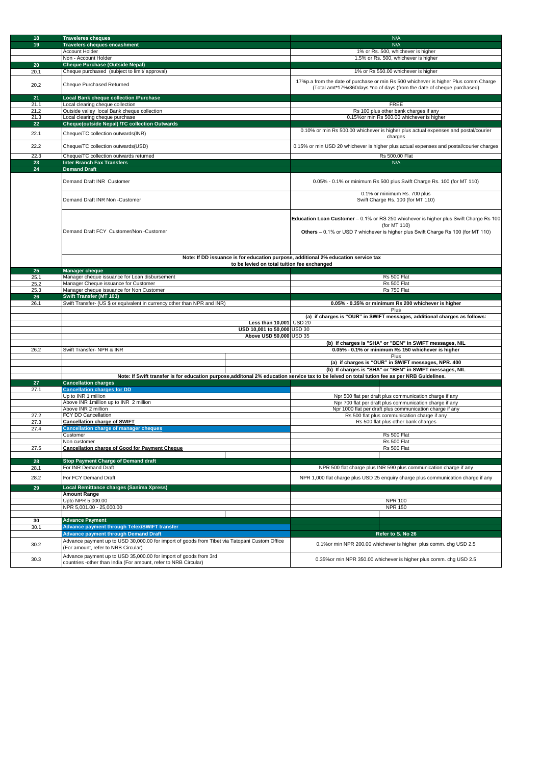| | | |
|---|---|---|
| **18** | **Traveleres cheques** | N/A |
| **19** | **Travelers cheques encashment** | N/A |
| | Account Holder | 1% or Rs. 500, whichever is higher |
| | Non - Account Holder | 1.5% or Rs. 500, whichever is higher |
| **20** | **Cheque Purchase (Outside Nepal)** | |
| 20.1 | Cheque purchased (subject to limit/ approval) | 1% or Rs 550.00 whichever is higher |
| 20.2 | Cheque Purchased Returned | 17%p.a from the date of purchase or min Rs 500 whichever is higher Plus comm Charge (Total amt*17%/360days *no of days (from the date of cheque purchased) |
| **21** | **Local Bank cheque collection /Purchase** | |
| 21.1 | Local clearing cheque collection | FREE |
| 21.2 | Outside valley local Bank cheque collection | Rs 100 plus other bank charges if any |
| 21.3 | Local clearing cheque purchase | 0.15%or min Rs 500.00 whichever is higher |
| **22** | **Cheque(outside Nepal) /TC collection Outwards** | |
| 22.1 | Cheque/TC collection outwards(INR) | 0.10% or min Rs 500.00 whichever is higher plus actual expenses and postal/courier charges |
| 22.2 | Cheque/TC collection outwards(USD) | 0.15% or min USD 20 whichever is higher plus actual expenses and postal/courier charges |
| 22.3 | Cheque/TC collection outwards returned | Rs 500.00 Flat |
| **23** | **Inter Branch Fax Transfers** | N/A |
| **24** | **Demand Draft** | |
| | Demand Draft INR Customer | 0.05% - 0.1% or minimum Rs 500 plus Swift Charge Rs. 100 (for MT 110) |
| | Demand Draft INR Non -Customer | 0.1% or minimum Rs. 700 plus Swift Charge Rs. 100 (for MT 110) |
| | Demand Draft FCY Customer/Non -Customer | **Education Loan Customer** – 0.1% or RS 250 whichever is higher plus Swift Charge Rs 100 (for MT 110) **Others** – 0.1% or USD 7 whichever is higher plus Swift Charge Rs 100 (for MT 110) |
| | **Note: If DD issuance is for education purpose, additional 2% education service tax to be levied on total tuition fee exchanged** | |
| **25** | **Manager cheque** | |
| 25.1 | Manager cheque issuance for Loan disbursement | Rs 500 Flat |
| 25.2 | Manager Cheque issuance for Customer | Rs 500 Flat |
| 25.3 | Manager cheque issuance for Non Customer | Rs 750 Flat |
| **26** | **Swift Transfer (MT 103)** | |
| 26.1 | Swift Transfer- (US $ or equivalent in currency other than NPR and INR) | **0.05% - 0.35% or minimum Rs 200 whichever is higher** |
| | | Plus |
| | | **(a) if charges is "OUR" in SWIFT messages, additional charges as follows:** |
| | **Less than 10,001** | USD 20 |
| | **USD 10,001 to 50,000** | USD 30 |
| | **Above USD 50,000** | USD 35 |
| | | **(b) If charges is "SHA" or "BEN" in SWIFT messages, NIL** |
| 26.2 | Swift Transfer- NPR & INR | **0.05% - 0.1% or minimum Rs 150 whichever is higher** |
| | | Plus |
| | | **(a) if charges is "OUR" in SWIFT messages, NPR. 400** |
| | | **(b) If charges is "SHA" or "BEN" in SWIFT messages, NIL** |
| | **Note: If Swift transfer is for education purpose,additonal 2% education service tax to be leived on total tution fee as per NRB Guidelines.** | |
| **27** | **Cancellation charges** | |
| 27.1 | **Cancellation charges for DD** | |
| | Up to INR 1 million | Npr 500 flat per draft plus communication charge if any |
| | Above INR 1million up to INR 2 million | Npr 700 flat per draft plus communication charge if any |
| | Above INR 2 million | Npr 1000 flat per draft plus communication charge if any |
| 27.2 | FCY DD Cancellation | Rs 500 flat plus communication charge if any |
| 27.3 | **Cancellation charge of SWIFT** | Rs 500 flat plus other bank charges |
| 27.4 | **Cancellation charge of manager cheques** | |
| | Customer | Rs 500 Flat |
| | Non customer | Rs 500 Flat |
| 27.5 | **Cancellation charge of Good for Payment Cheque** | Rs 500 Flat |
| **28** | **Stop Payment Charge of Demand draft** | |
| 28.1 | For INR Demand Draft | NPR 500 flat charge plus INR 590 plus communication charge if any |
| 28.2 | For FCY Demand Draft | NPR 1,000 flat charge plus USD 25 enquiry charge plus communication charge if any |
| **29** | **Local Remittance charges (Sanima Xpress)** | |
| | **Amount Range** | |
| | Upto NPR 5,000.00 | NPR 100 |
| | NPR 5,001.00 - 25,000.00 | NPR 150 |
| **30** | **Advance Payment** | |
| 30.1 | **Advance payment through Telex/SWIFT transfer** | |
| | **Advance payment through Demand Draft** | **Refer to S. No 26** |
| 30.2 | Advance payment up to USD 30,000.00 for import of goods from Tibet via Tatopani Custom Office (For amount, refer to NRB Circular) | 0.1%or min NPR 200.00 whichever is higher plus comm. chg USD 2.5 |
| 30.3 | Advance payment up to USD 35,000.00 for import of goods from 3rd countries -other than India (For amount, refer to NRB Circular) | 0.35%or min NPR 350.00 whichever is higher plus comm. chg USD 2.5 |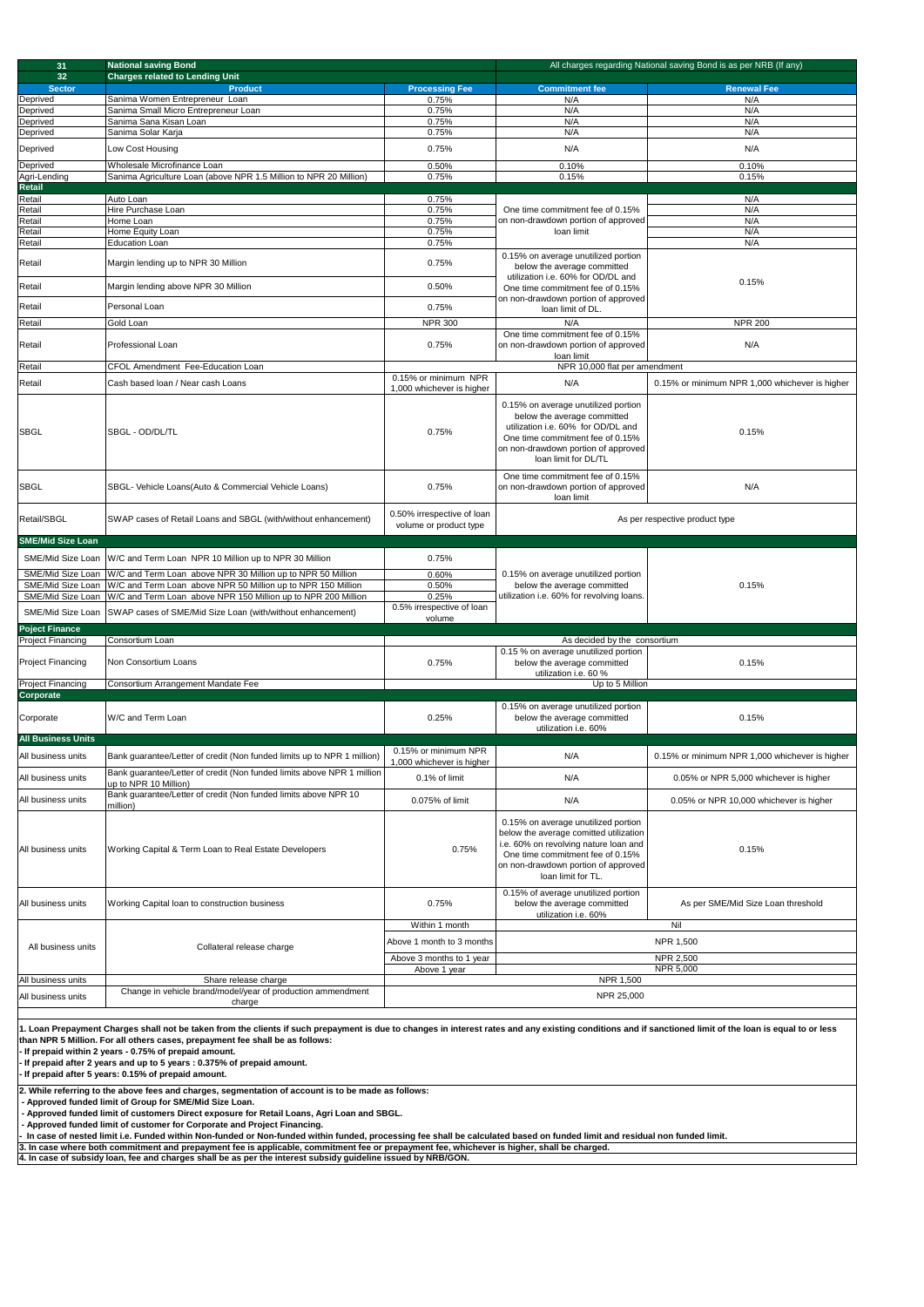| 31 | National saving Bond | | All charges regarding National saving Bond is as per NRB (If any) | |
|---|---|---|---|---|
| 32 | Charges related to Lending Unit | | | |
| **Sector** | **Product** | **Processing Fee** | **Commitment fee** | **Renewal Fee** |
| Deprived | Sanima Women Entrepreneur Loan | 0.75% | N/A | N/A |
| Deprived | Sanima Small Micro Entrepreneur Loan | 0.75% | N/A | N/A |
| Deprived | Sanima Sana Kisan Loan | 0.75% | N/A | N/A |
| Deprived | Sanima Solar Karja | 0.75% | N/A | N/A |
| Deprived | Low Cost Housing | 0.75% | N/A | N/A |
| Deprived | Wholesale Microfinance Loan | 0.50% | 0.10% | 0.10% |
| Agri-Lending | Sanima Agriculture Loan (above NPR 1.5 Million to NPR 20 Million) | 0.75% | 0.15% | 0.15% |
| **Retail** | | | | |
| Retail | Auto Loan | 0.75% | One time commitment fee of 0.15% on non-drawdown portion of approved loan limit | N/A |
| Retail | Hire Purchase Loan | 0.75% | | N/A |
| Retail | Home Loan | 0.75% | | N/A |
| Retail | Home Equity Loan | 0.75% | | N/A |
| Retail | Education Loan | 0.75% | | N/A |
| Retail | Margin lending up to NPR 30 Million | 0.75% | 0.15% on average unutilized portion below the average committed utilization i.e. 60% for OD/DL and One time commitment fee of 0.15% on non-drawdown portion of approved loan limit of DL. | 0.15% |
| Retail | Margin lending above NPR 30 Million | 0.50% | | |
| Retail | Personal Loan | 0.75% | | |
| Retail | Gold Loan | NPR 300 | N/A | NPR 200 |
| Retail | Professional Loan | 0.75% | One time commitment fee of 0.15% on non-drawdown portion of approved loan limit | N/A |
| Retail | CFOL Amendment Fee-Education Loan | NPR 10,000 flat per amendment | | |
| Retail | Cash based loan / Near cash Loans | 0.15% or minimum NPR 1,000 whichever is higher | N/A | 0.15% or minimum NPR 1,000 whichever is higher |
| SBGL | SBGL - OD/DL/TL | 0.75% | 0.15% on average unutilized portion below the average committed utilization i.e. 60% for OD/DL and One time commitment fee of 0.15% on non-drawdown portion of approved loan limit for DL/TL | 0.15% |
| SBGL | SBGL- Vehicle Loans(Auto & Commercial Vehicle Loans) | 0.75% | One time commitment fee of 0.15% on non-drawdown portion of approved loan limit | N/A |
| Retail/SBGL | SWAP cases of Retail Loans and SBGL (with/without enhancement) | 0.50% irrespective of loan volume or product type | As per respective product type | |
| **SME/Mid Size Loan** | | | | |
| SME/Mid Size Loan | W/C and Term Loan NPR 10 Million up to NPR 30 Million | 0.75% | 0.15% on average unutilized portion below the average committed utilization i.e. 60% for revolving loans. | 0.15% |
| SME/Mid Size Loan | W/C and Term Loan above NPR 30 Million up to NPR 50 Million | 0.60% | | |
| SME/Mid Size Loan | W/C and Term Loan above NPR 50 Million up to NPR 150 Million | 0.50% | | |
| SME/Mid Size Loan | W/C and Term Loan above NPR 150 Million up to NPR 200 Million | 0.25% | | |
| SME/Mid Size Loan | SWAP cases of SME/Mid Size Loan (with/without enhancement) | 0.5% irrespective of loan volume | | |
| **Poject Finance** | | | | |
| Project Financing | Consortium Loan | As decided by the consortium | | |
| Project Financing | Non Consortium Loans | 0.75% | 0.15 % on average unutilized portion below the average committed utilization i.e. 60 % | 0.15% |
| Project Financing | Consortium Arrangement Mandate Fee | Up to 5 Million | | |
| **Corporate** | | | | |
| Corporate | W/C and Term Loan | 0.25% | 0.15% on average unutilized portion below the average committed utilization i.e. 60% | 0.15% |
| **All Business Units** | | | | |
| All business units | Bank guarantee/Letter of credit (Non funded limits up to NPR 1 million) | 0.15% or minimum NPR 1,000 whichever is higher | N/A | 0.15% or minimum NPR 1,000 whichever is higher |
| All business units | Bank guarantee/Letter of credit (Non funded limits above NPR 1 million up to NPR 10 Million) | 0.1% of limit | N/A | 0.05% or NPR 5,000 whichever is higher |
| All business units | Bank guarantee/Letter of credit (Non funded limits above NPR 10 million) | 0.075% of limit | N/A | 0.05% or NPR 10,000 whichever is higher |
| All business units | Working Capital & Term Loan to Real Estate Developers | 0.75% | 0.15% on average unutilized portion below the average comitted utilization i.e. 60% on revolving nature loan and One time commitment fee of 0.15% on non-drawdown portion of approved loan limit for TL. | 0.15% |
| All business units | Working Capital loan to construction business | 0.75% | 0.15% of average unutilized portion below the average committed utilization i.e. 60% | As per SME/Mid Size Loan threshold |
| All business units | Collateral release charge | Within 1 month | Nil | |
| | | Above 1 month to 3 months | NPR 1,500 | |
| | | Above 3 months to 1 year | NPR 2,500 | |
| | | Above 1 year | NPR 5,000 | |
| All business units | Share release charge | NPR 1,500 | | |
| All business units | Change in vehicle brand/model/year of production ammendment charge | NPR 25,000 | | |

**1. Loan Prepayment Charges shall not be taken from the clients if such prepayment is due to changes in interest rates and any existing conditions and if sanctioned limit of the loan is equal to or less than NPR 5 Million. For all others cases, prepayment fee shall be as follows:**
**- If prepaid within 2 years - 0.75% of prepaid amount.**
**- If prepaid after 2 years and up to 5 years : 0.375% of prepaid amount.**
**- If prepaid after 5 years: 0.15% of prepaid amount.**

**2. While referring to the above fees and charges, segmentation of account is to be made as follows:**
**- Approved funded limit of Group for SME/Mid Size Loan.**
**- Approved funded limit of customers Direct exposure for Retail Loans, Agri Loan and SBGL.**
**- Approved funded limit of customer for Corporate and Project Financing.**
**- In case of nested limit i.e. Funded within Non-funded or Non-funded within funded, processing fee shall be calculated based on funded limit and residual non funded limit.**

**3. In case where both commitment and prepayment fee is applicable, commitment fee or prepayment fee, whichever is higher, shall be charged.**

**4. In case of subsidy loan, fee and charges shall be as per the interest subsidy guideline issued by NRB/GON.**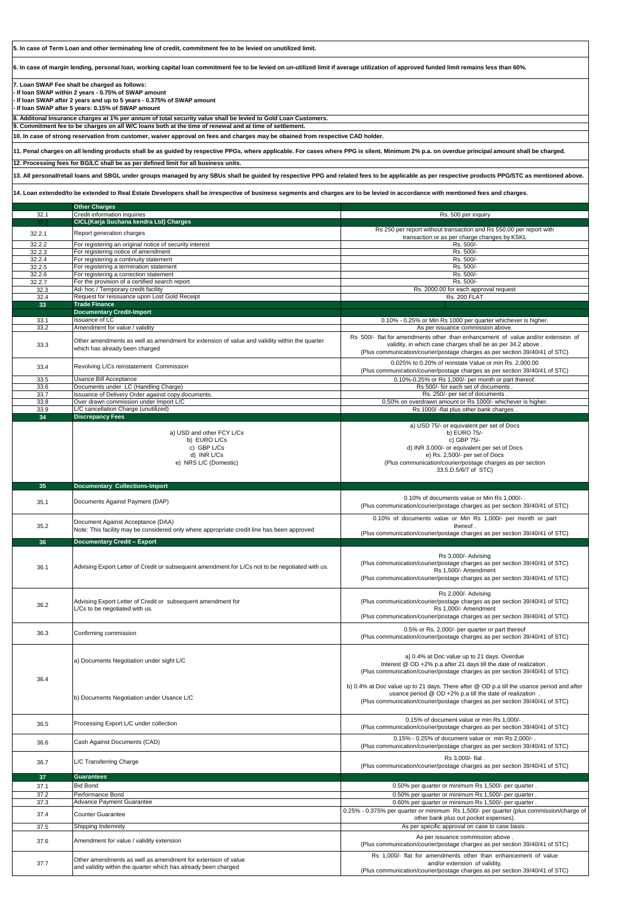**5. In case of Term Loan and other terminating line of credit, commitment fee to be levied on unutilized limit.**

**6. In case of margin lending, personal loan, working capital loan commitment fee to be levied on un-utilized limit if average utilization of approved funded limit remains less than 60%.**

**7. Loan SWAP Fee shall be charged as follows:**
**- If loan SWAP within 2 years - 0.75% of SWAP amount**
**- If loan SWAP after 2 years and up to 5 years - 0.375% of SWAP amount**
**- If loan SWAP after 5 years: 0.15% of SWAP amount**

**8. Additonal Insurance charges at 1% per annum of total security value shall be levied to Gold Loan Customers.**

**9. Commitment fee to be charges on all W/C loans both at the time of renewal and at time of settlement.**

**10. In case of strong reservation from customer, waiver approval on fees and charges may be obtained from respective CAD holder.**

**11. Penal charges on all lending products shall be as guided by respective PPGs, where applicable. For cases where PPG is silent, Minimum 2% p.a. on overdue principal amount shall be charged.**

**12. Processing fees for BG/LC shall be as per defined limit for all business units.**

**13. All personal/retail loans and SBGL under groups managed by any SBUs shall be guided by respective PPG and related fees to be applicable as per respective products PPG/STC as mentioned above.**

**14. Loan extended/to be extended to Real Estate Developers shall be irrespective of business segments and charges are to be levied in accordance with mentioned fees and charges.**

| | **Other Charges** | |
|---|---|---|
| 32.1 | Credit information inquiries | Rs. 500 per inquiry |
| 32.2 | **CICL(Karja Suchana kendra Ltd) Charges** | |
| 32.2.1 | Report generation charges | Rs 250 per report without transaction and Rs 550.00 per report with transaction or as per charge changes by KSKL |
| 32.2.2 | For registering an original notice of security interest | Rs. 500/- |
| 32.2.3 | For registering notice of amendment | Rs. 500/- |
| 32.2.4 | For registering a continuity statement | Rs. 500/- |
| 32.2.5 | For registering a termination statement | Rs. 500/- |
| 32.2.6 | For registering a correction statement | Rs. 500/- |
| 32.2.7 | For the provision of a certified search report | Rs. 500/- |
| 32.3 | Ad- hoc / Temporary credit facility | Rs. 2000.00 for each approval request |
| 32.4 | Request for reissuance upon Lost Gold Receipt | Rs. 200 FLAT |
| **33** | **Trade Finance** | |
| | **Documentary Credit-Import** | |
| 33.1 | Issuance of LC | 0.10% - 0.25% or Min Rs 1000 per quarter whichever is higher. |
| 33.2 | Amendment for value / validity | As per issuance commission above. |
| 33.3 | Other amendments as well as amendment for extension of value and validity within the quarter which has already been charged | Rs 500/- flat for amendments other than enhancement of value and/or extension of validity, in which case charges shall be as per 34.2 above . (Plus communication/courier/postage charges as per section 39/40/41 of STC) |
| 33.4 | Revolving L/Cs reinstatement Commission | 0.025% to 0.20% of reinstate Value or min Rs. 2,000.00 (Plus communication/courier/postage charges as per section 39/40/41 of STC) |
| 33.5 | Usance Bill Acceptance | 0.10%-0.25% or Rs 1,000/- per month or part thereof. |
| 33.6 | Documents under LC (Handling Charge) | Rs 500/- for each set of documents . |
| 33.7 | Issuance of Delivery Order against copy documents. | Rs. 250/- per set of documents . |
| 33.8 | Over drawn commission under Import L/C | 0.50% on overdrawn amount or Rs 1000/- whichever is higher. |
| 33.9 | L/C cancellation Charge (unutilized) | Rs 1000/ -flat plus other bank charges . |
| **34** | **Discrepancy Fees** | |
| | a) USD and other FCY L/Cs<br>b) EURO L/Cs<br>c) GBP L/Cs<br>d) INR L/Cs<br>e) NRS L/C (Domestic) | a) USD 75/- or equivalent per set of Docs<br>b) EURO 75/-<br>c) GBP 75/-<br>d) INR 3,000/- or equivalent per set of Docs<br>e) Rs. 2,500/- per set of Docs<br>(Plus communication/courier/postage charges as per section 33.5.D.5/6/7 of STC) |
| **35** | **Documentary Collections-Import** | |
| 35.1 | Documents Against Payment (DAP) | 0.10% of documents value or Min Rs 1,000/- . (Plus communication/courier/postage charges as per section 39/40/41 of STC) |
| 35.2 | Document Against Acceptance (DAA)<br>Note: This facility may be considered only where appropriate credit line has been approved | 0.10% of documents value or Min Rs 1,000/- per month or part thereof . (Plus communication/courier/postage charges as per section 39/40/41 of STC) |
| **36** | **Documentary Credit – Export** | |
| 36.1 | Advising Export Letter of Credit or subsequent amendment for L/Cs not to be negotiated with us. | Rs 3,000/- Advising (Plus communication/courier/postage charges as per section 39/40/41 of STC) Rs 1,500/- Amendment (Plus communication/courier/postage charges as per section 39/40/41 of STC) |
| 36.2 | Advising Export Letter of Credit or subsequent amendment for L/Cs to be negotiated with us. | Rs 2,000/- Advising (Plus communication/courier/postage charges as per section 39/40/41 of STC) Rs 1,000/- Amendment (Plus communication/courier/postage charges as per section 39/40/41 of STC) |
| 36.3 | Confirming commission | 0.5% or Rs. 2,000/- per quarter or part thereof (Plus communication/courier/postage charges as per section 39/40/41 of STC) |
| 36.4 | a) Documents Negotiation under sight L/C<br><br>b) Documents Negotiation under Usance L/C | a) 0.4% at Doc value up to 21 days. Overdue Interest @ OD +2% p.a after 21 days till the date of realization . (Plus communication/courier/postage charges as per section 39/40/41 of STC)<br><br>b) 0.4% at Doc value up to 21 days. There after @ OD p.a till the usance period and after usance period @ OD +2% p.a till the date of realization . (Plus communication/courier/postage charges as per section 39/40/41 of STC) |
| 36.5 | Processing Export L/C under collection | 0.15% of document value or min Rs 1,000/- . (Plus communication/courier/postage charges as per section 39/40/41 of STC) |
| 36.6 | Cash Against Documents (CAD) | 0.15% - 0.25% of document value or min Rs 2,000/- . (Plus communication/courier/postage charges as per section 39/40/41 of STC) |
| 36.7 | L/C Transferring Charge | Rs 3,000/- flat . (Plus communication/courier/postage charges as per section 39/40/41 of STC) |
| **37** | **Guarantees** | |
| 37.1 | Bid Bond | 0.50% per quarter or minimum Rs 1,500/- per quarter . |
| 37.2 | Performance Bond | 0.50% per quarter or minimum Rs 1,500/- per quarter . |
| 37.3 | Advance Payment Guarantee | 0.60% per quarter or minimum Rs 1,500/- per quarter . |
| 37.4 | Counter Guarantee | 0.25% - 0.375% per quarter or minimum Rs 1,500/- per quarter (plus commission/charge of other bank plus out pocket expenses). |
| 37.5 | Shipping Indemnity | As per specific approval on case to case basis . |
| 37.6 | Amendment for value / validity extension | As per issuance commission above . (Plus communication/courier/postage charges as per section 39/40/41 of STC) |
| 37.7 | Other amendments as well as amendment for extension of value and validity within the quarter which has already been charged | Rs 1,000/- flat for amendments other than enhancement of value and/or extension of validity, (Plus communication/courier/postage charges as per section 39/40/41 of STC) |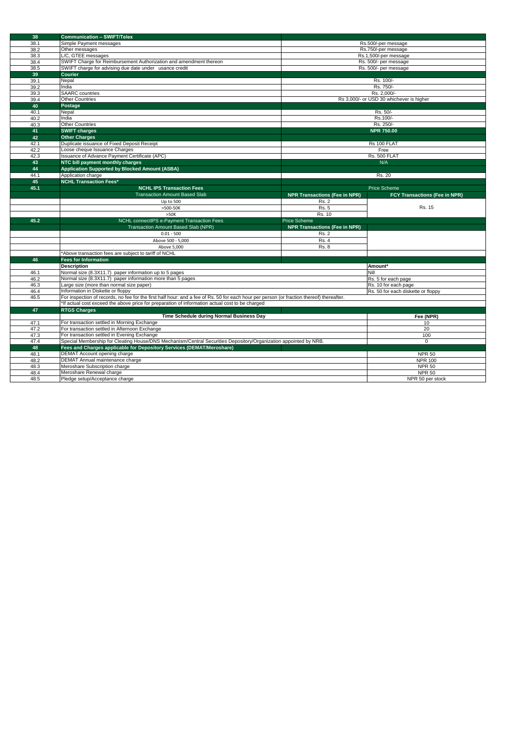| | | | |
|---|---|---|---|
| **38** | **Communication – SWIFT/Telex** | | |
| 38.1 | Simple Payment messages | Rs.500/-per message | |
| 38.2 | Other messages | Rs.750/-per message | |
| 38.3 | L/C, GTEE messages | Rs.1,500/-per message | |
| 38.4 | SWIFT Charge for Reimbursement Authorization and amendment thereon | Rs. 500/- per message | |
| 38.5 | SWIFT charge for advising due date under usance credit | Rs. 500/- per message | |
| **39** | **Courier** | | |
| 39.1 | Nepal | Rs. 100/- | |
| 39.2 | India | Rs. 750/- | |
| 39.3 | SAARC countries | Rs. 2,000/- | |
| 39.4 | Other Countries | Rs 3,000/- or USD 30 whichever is higher | |
| **40** | **Postage** | | |
| 40.1 | Nepal | Rs. 50/- | |
| 40.2 | India | Rs.100/- | |
| 40.3 | Other Countries | Rs. 250/- | |
| **41** | **SWIFT charges** | **NPR 750.00** | |
| **42** | **Other Charges** | | |
| 42.1 | Duplicate issuance of Fixed Deposit Receipt | Rs 100 FLAT | |
| 42.2 | Loose cheque Issuance Charges | Free | |
| 42.3 | Issuance of Advance Payment Certificate (APC) | Rs. 500 FLAT | |
| **43** | **NTC bill payment monthly charges** | N/A | |
| **44** | **Application Supported by Blocked Amount (ASBA)** | | |
| 44.1 | Application charge | Rs. 20 | |
| **45** | **NCHL Transaction Fees*** | | |
| **45.1** | **NCHL IPS Transaction Fees** | Price Scheme | |
| | Transaction Amount Based Slab | **NPR Transactions (Fee in NPR)** | **FCY Transactions (Fee in NPR)** |
| | Up to 500 | Rs. 2 | Rs. 15 |
| | >500-50K | Rs. 5 | |
| | >50K | Rs. 10 | |
| **45.2** | NCHL connectIPS e-Payment Transaction Fees | Price Scheme | |
| | Transaction Amount Based Slab (NPR) | **NPR Transactions (Fee in NPR)** | |
| | 0.01 - 500 | Rs. 2 | |
| | Above 500 - 5,000 | Rs. 4 | |
| | Above 5,000 | Rs. 8 | |
| | *Above transaction fees are subject to tariff of NCHL | | |
| **46** | **Fees for Information** | | |
| | **Description** | | **Amount*** |
| 46.1 | Normal size (8.3X11.7) paper information up to 5 pages | | Nill |
| 46.2 | Normal size (8.3X11.7) paper information more than 5 pages | | Rs. 5 for each page |
| 46.3 | Large size (more than normal size paper) | | Rs. 10 for each page |
| 46.4 | Information in Diskette or floppy | | Rs. 50 for each diskette or floppy |
| 46.5 | For inspection of records, no fee for the first half hour: and a fee of Rs. 50 for each hour per person (or fraction thereof) thereafter. | | |
| | *If actual cost exceed the above price for preparation of information actual cost to be charged | | |
| **47** | **RTGS Charges** | | |
| | **Time Schedule during Normal Business Day** | | **Fee (NPR)** |
| 47.1 | For transaction settled in Morning Exchange | | 10 |
| 47.2 | For transaction settled in Afternoon Exchange | | 20 |
| 47.3 | For transaction settled in Evening Exchange | | 100 |
| 47.4 | Special Membership for Cleating House/DNS Mechanism/Central Securities Depository/Organization appointed by NRB. | | 0 |
| **48** | **Fees and Charges applicable for Depository Services (DEMAT/Meroshare)** | | |
| 48.1 | DEMAT Account opening charge | | NPR 50 |
| 48.2 | DEMAT Annual maintenance charge | | NPR 100 |
| 48.3 | Meroshare Subscription charge | | NPR 50 |
| 48.4 | Meroshare Renewal charge | | NPR 50 |
| 48.5 | Pledge setup/Acceptance charge | | NPR 50 per stock |